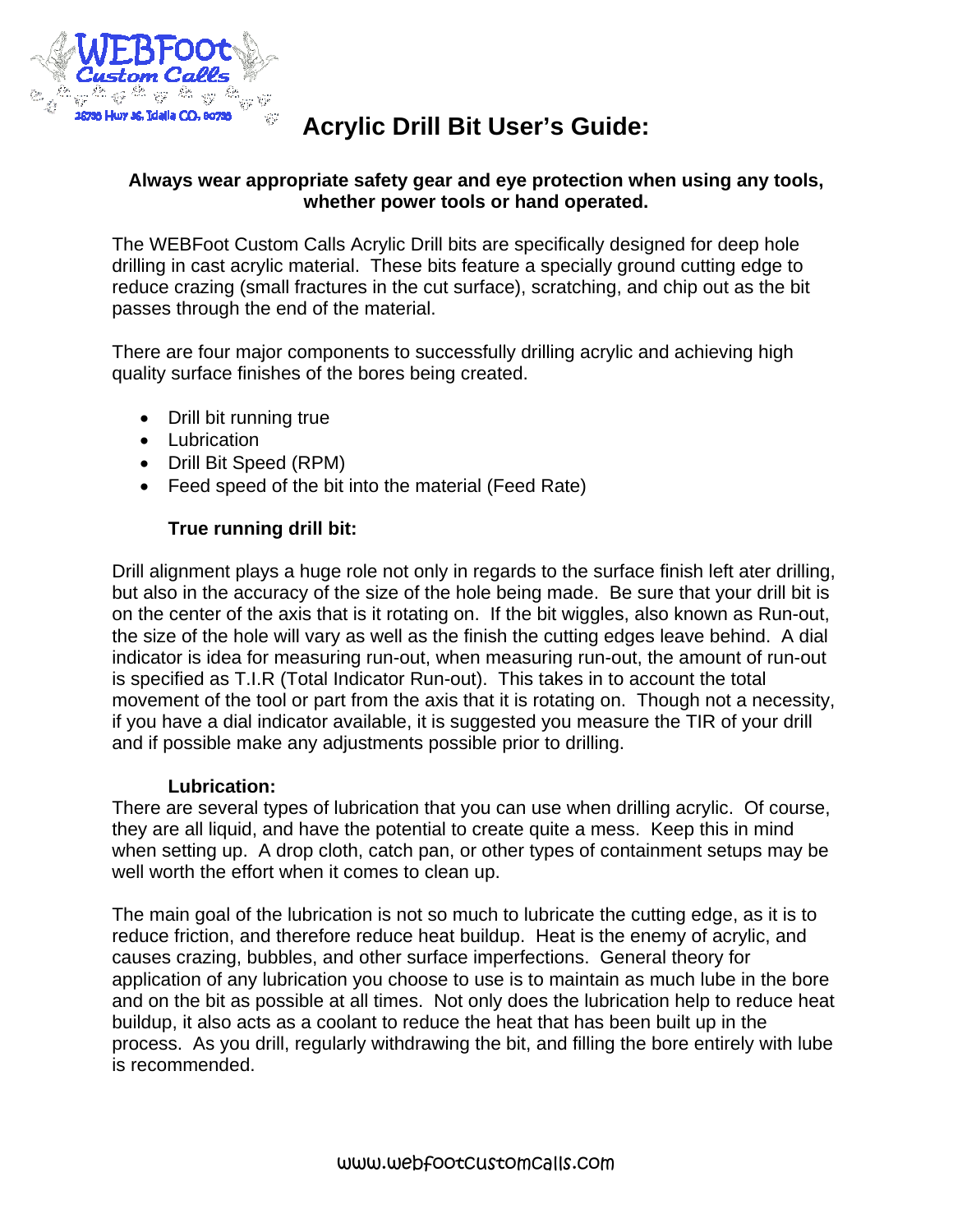# Acrylic Drill Bit User's Guide:

**Always wear appropriate safety gear and eye protection when using any tools, whether power tools or hand operated.**

The WEBFoot Custom Calls Acrylic Drill bits are specifically designed for deep hole drilling in cast acrylic material. These bits feature a specially ground cutting edge to reduce crazing (small fractures in the cut surface), scratching, and chip out as the bit passes through the end of the material.

There are four major components to successfully drilling acrylic and achieving high quality surface finishes of the bores being created.

- Drill bit running true
- Lubrication
- Drill Bit Speed (RPM)
- Feed speed of the bit into the material (Feed Rate)

### True running drill bit:

Drill alignment plays a huge role not only in regards to the surface finish left ater drilling, but also in the accuracy of the size of the hole being made. Be sure that your drill bit is on the center of the axis that is it rotating on. If the bit wiggles, also known as Run-out, the size of the hole will vary as well as the finish the cutting edges leave behind. A dial indicator is idea for measuring run-out, when measuring run-out, the amount of run-out is specified as T.I.R (Total Indicator Run-out). This takes in to account the total movement of the tool or part from the axis that it is rotating on. Though not a necessity, if you have a dial indicator available, it is suggested you measure the TIR of your drill and if possible make any adjustments possible prior to drilling.

### Lubrication:

There are several types of lubrication that you can use when drilling acrylic. Of course, they are all liquid, and have the potential to create quite a mess. Keep this in mind when setting up. A drop cloth, catch pan, or other types of containment setups may be well worth the effort when it comes to clean up.

The main goal of the lubrication is not so much to lubricate the cutting edge, as it is to reduce friction, and therefore reduce heat buildup. Heat is the enemy of acrylic, and causes crazing, bubbles, and other surface imperfections. General theory for application of any lubrication you choose to use is to maintain as much lube in the bore and on the bit as possible at all times. Not only does the lubrication help to reduce heat buildup, it also acts as a coolant to reduce the heat that has been built up in the process. As you drill, regularly withdrawing the bit, and filling the bore entirely with lube is recommended.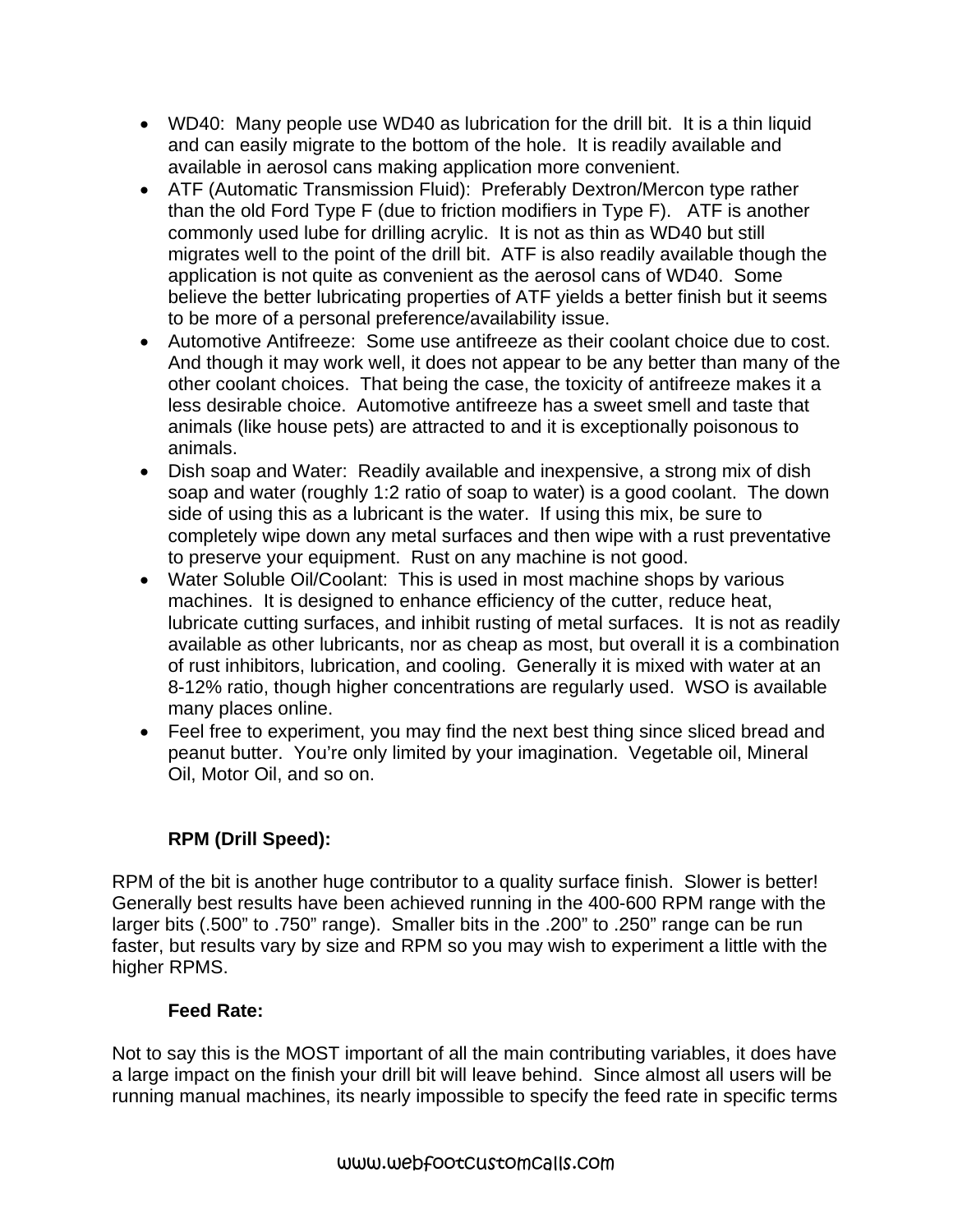- WD40: Many people use WD40 as lubrication for the drill bit. It is a thin liquid and can easily migrate to the bottom of the hole. It is readily available and available in aerosol cans making application more convenient.
- ATF (Automatic Transmission Fluid): Preferably Dextron/Mercon type rather than the old Ford Type F (due to friction modifiers in Type F). ATF is another commonly used lube for drilling acrylic. It is not as thin as WD40 but still migrates well to the point of the drill bit. ATF is also readily available though the application is not quite as convenient as the aerosol cans of WD40. Some believe the better lubricating properties of ATF yields a better finish but it seems to be more of a personal preference/availability issue.
- Automotive Antifreeze: Some use antifreeze as their coolant choice due to cost. And though it may work well, it does not appear to be any better than many of the other coolant choices. That being the case, the toxicity of antifreeze makes it a less desirable choice. Automotive antifreeze has a sweet smell and taste that animals (like house pets) are attracted to and it is exceptionally poisonous to animals.
- Dish soap and Water: Readily available and inexpensive, a strong mix of dish soap and water (roughly 1:2 ratio of soap to water) is a good coolant. The down side of using this as a lubricant is the water. If using this mix, be sure to completely wipe down any metal surfaces and then wipe with a rust preventative to preserve your equipment. Rust on any machine is not good.
- Water Soluble Oil/Coolant: This is used in most machine shops by various machines. It is designed to enhance efficiency of the cutter, reduce heat, lubricate cutting surfaces, and inhibit rusting of metal surfaces. It is not as readily available as other lubricants, nor as cheap as most, but overall it is a combination of rust inhibitors, lubrication, and cooling. Generally it is mixed with water at an 8-12% ratio, though higher concentrations are regularly used. WSO is available many places online.
- Feel free to experiment, you may find the next best thing since sliced bread and peanut butter. You're only limited by your imagination. Vegetable oil, Mineral Oil, Motor Oil, and so on.

**RPM (Drill Speed):**

RPM of the bit is another huge contributor to a quality surface finish. Slower is better! Generally best results have been achieved running in the 400-600 RPM range with the larger bits (.500" to .750" range). Smaller bits in the .200" to .250" range can be run faster, but results vary by size and RPM so you may wish to experiment a little with the higher RPMS.

**Feed Rate:**

Not to say this is the MOST important of all the main contributing variables, it does have a large impact on the finish your drill bit will leave behind. Since almost all users will be running manual machines, its nearly impossible to specify the feed rate in specific terms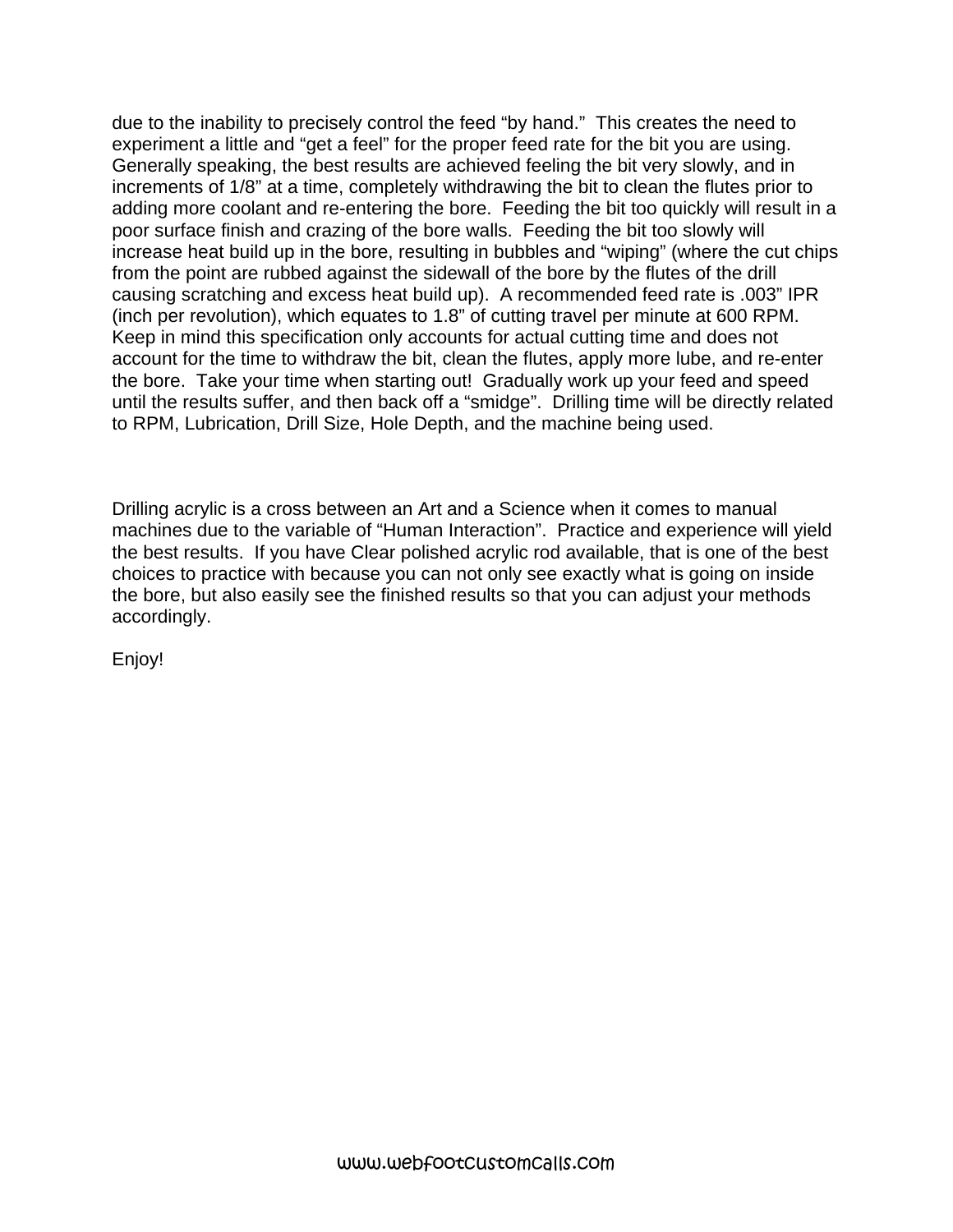due to the inability to precisely control the feed "by hand." This creates the need to experiment a little and "get a feel" for the proper feed rate for the bit you are using. Generally speaking, the best results are achieved feeling the bit very slowly, and in increments of 1/8" at a time, completely withdrawing the bit to clean the flutes prior to adding more coolant and re-entering the bore. Feeding the bit too quickly will result in a poor surface finish and crazing of the bore walls. Feeding the bit too slowly will increase heat build up in the bore, resulting in bubbles and "wiping" (where the cut chips from the point are rubbed against the sidewall of the bore by the flutes of the drill causing scratching and excess heat build up). A recommended feed rate is .003" IPR (inch per revolution), which equates to 1.8" of cutting travel per minute at 600 RPM. Keep in mind this specification only accounts for actual cutting time and does not account for the time to withdraw the bit, clean the flutes, apply more lube, and re-enter the bore. Take your time when starting out! Gradually work up your feed and speed until the results suffer, and then back off a "smidge". Drilling time will be directly related to RPM, Lubrication, Drill Size, Hole Depth, and the machine being used.

Drilling acrylic is a cross between an Art and a Science when it comes to manual machines due to the variable of "Human Interaction". Practice and experience will yield the best results. If you have Clear polished acrylic rod available, that is one of the best choices to practice with because you can not only see exactly what is going on inside the bore, but also easily see the finished results so that you can adjust your methods accordingly.

Enjoy!